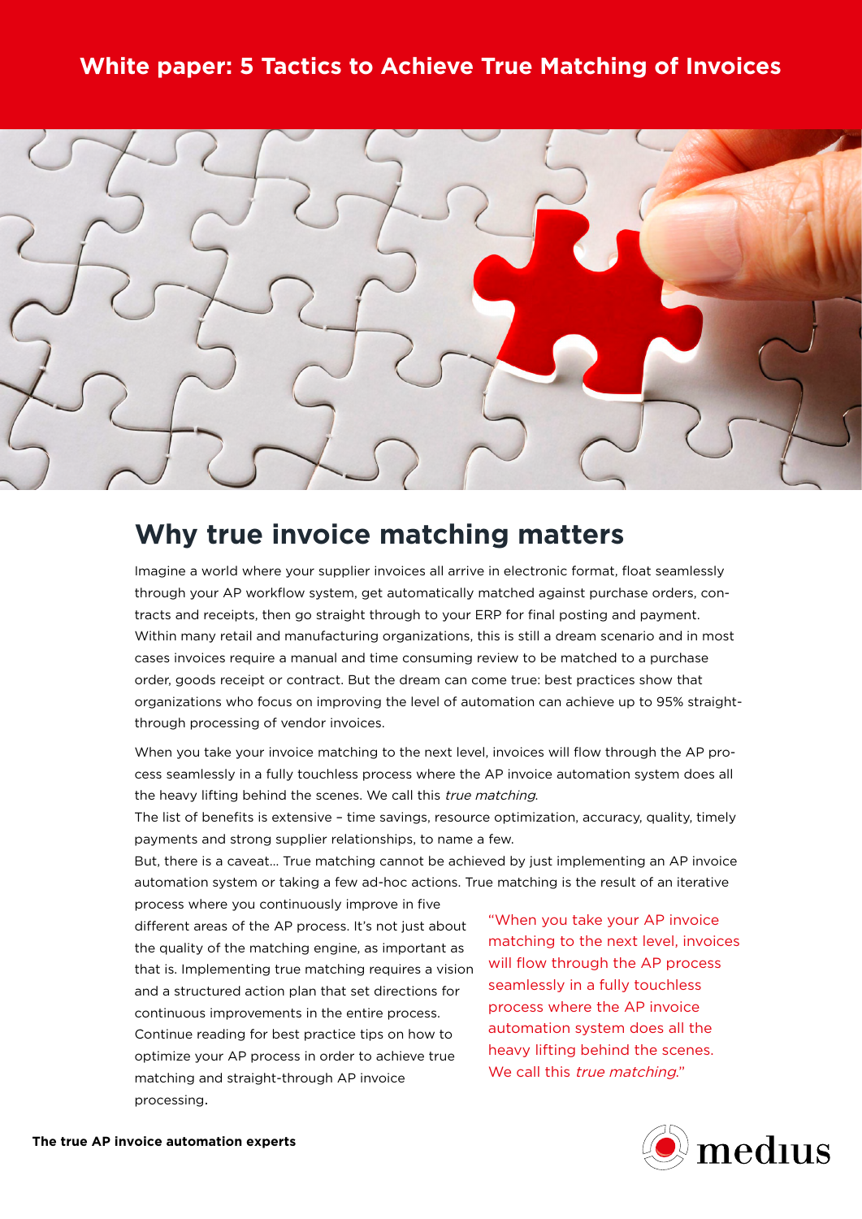# White paper: 5 Tactics to Achieve True Matching of Invoices

## Why true invoice matching matters

Imagine a world where your supplier invoices all arrive in electronic format, float seamlessly through your AP workflow system, get automatically matched against purchase orders, contracts and receipts, then go straight through to your ERP for final posting and payment. Within many retail and manufacturing organizations, this is still a dream scenario and in most cases invoices require a manual and time consuming review to be matched to a purchase order, goods receipt or contract. But the dream can come true: best practices show that organizations who focus on improving the level of automation can achieve up to 95% straight-through processing of vendor invoices.

When you take your invoice matching to the next level, invoices will flow through the AP process seamlessly in a fully touchless process where the AP invoice automation system does all the heavy lifting behind the scenes. We call this *true matching*.

The list of benefits is extensive – time savings, resource optimization, accuracy, quality, timely payments and strong supplier relationships, to name a few.

But, there is a caveat... True matching cannot be achieved by just implementing an AP invoice automation system or taking a few ad-hoc actions. True matching is the result of an iterative process where you continuously improve in five different areas of the AP process. It's not just about the quality of the matching engine, as important as that is. Implementing true matching requires a vision and a structured action plan that set directions for continuous improvements in the entire process. Continue reading for best practice tips on how to optimize your AP process in order to achieve true matching and straight-through AP invoice processing.

> "When you take your AP invoice matching to the next level, invoices will flow through the AP process seamlessly in a fully touchless process where the AP invoice automation system does all the heavy lifting behind the scenes. We call this *true matching*."

**The true AP invoice automation experts**

medius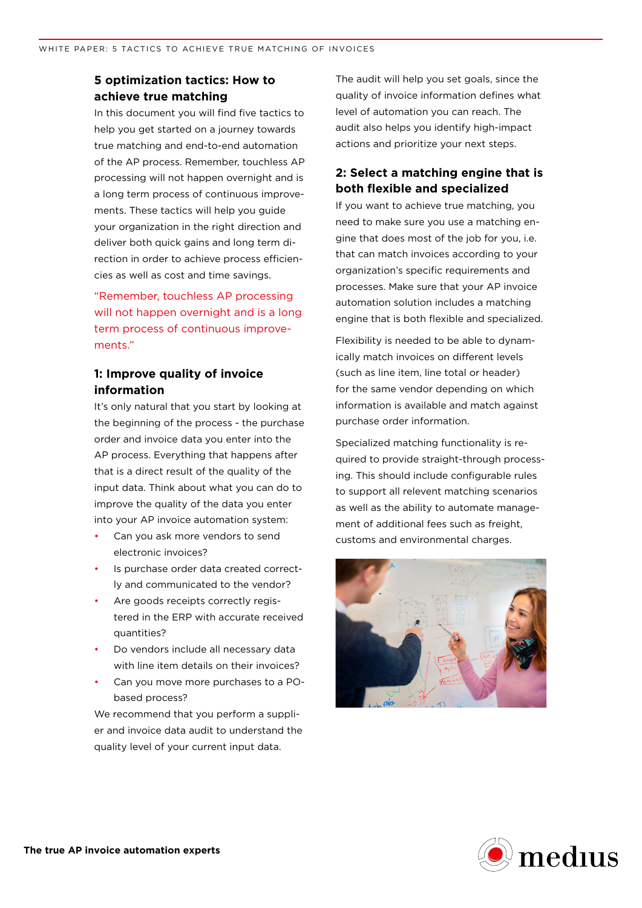## 5 optimization tactics: How to achieve true matching

In this document you will find five tactics to help you get started on a journey towards true matching and end-to-end automation of the AP process. Remember, touchless AP processing will not happen overnight and is a long term process of continuous improvements. These tactics will help you guide your organization in the right direction and deliver both quick gains and long term direction in order to achieve process efficiencies as well as cost and time savings.

"Remember, touchless AP processing will not happen overnight and is a long term process of continuous improvements."

## 1: Improve quality of invoice information

It's only natural that you start by looking at the beginning of the process - the purchase order and invoice data you enter into the AP process. Everything that happens after that is a direct result of the quality of the input data. Think about what you can do to improve the quality of the data you enter into your AP invoice automation system:

- Can you ask more vendors to send electronic invoices?
- Is purchase order data created correctly and communicated to the vendor?
- Are goods receipts correctly registered in the ERP with accurate received quantities?
- Do vendors include all necessary data with line item details on their invoices?
- Can you move more purchases to a PO-based process?

We recommend that you perform a supplier and invoice data audit to understand the quality level of your current input data.

The audit will help you set goals, since the quality of invoice information defines what level of automation you can reach. The audit also helps you identify high-impact actions and prioritize your next steps.

## 2: Select a matching engine that is both flexible and specialized

If you want to achieve true matching, you need to make sure you use a matching engine that does most of the job for you, i.e. that can match invoices according to your organization's specific requirements and processes. Make sure that your AP invoice automation solution includes a matching engine that is both flexible and specialized.

Flexibility is needed to be able to dynamically match invoices on different levels (such as line item, line total or header) for the same vendor depending on which information is available and match against purchase order information.

Specialized matching functionality is required to provide straight-through processing. This should include configurable rules to support all relevent matching scenarios as well as the ability to automate management of additional fees such as freight, customs and environmental charges.

The true AP invoice automation experts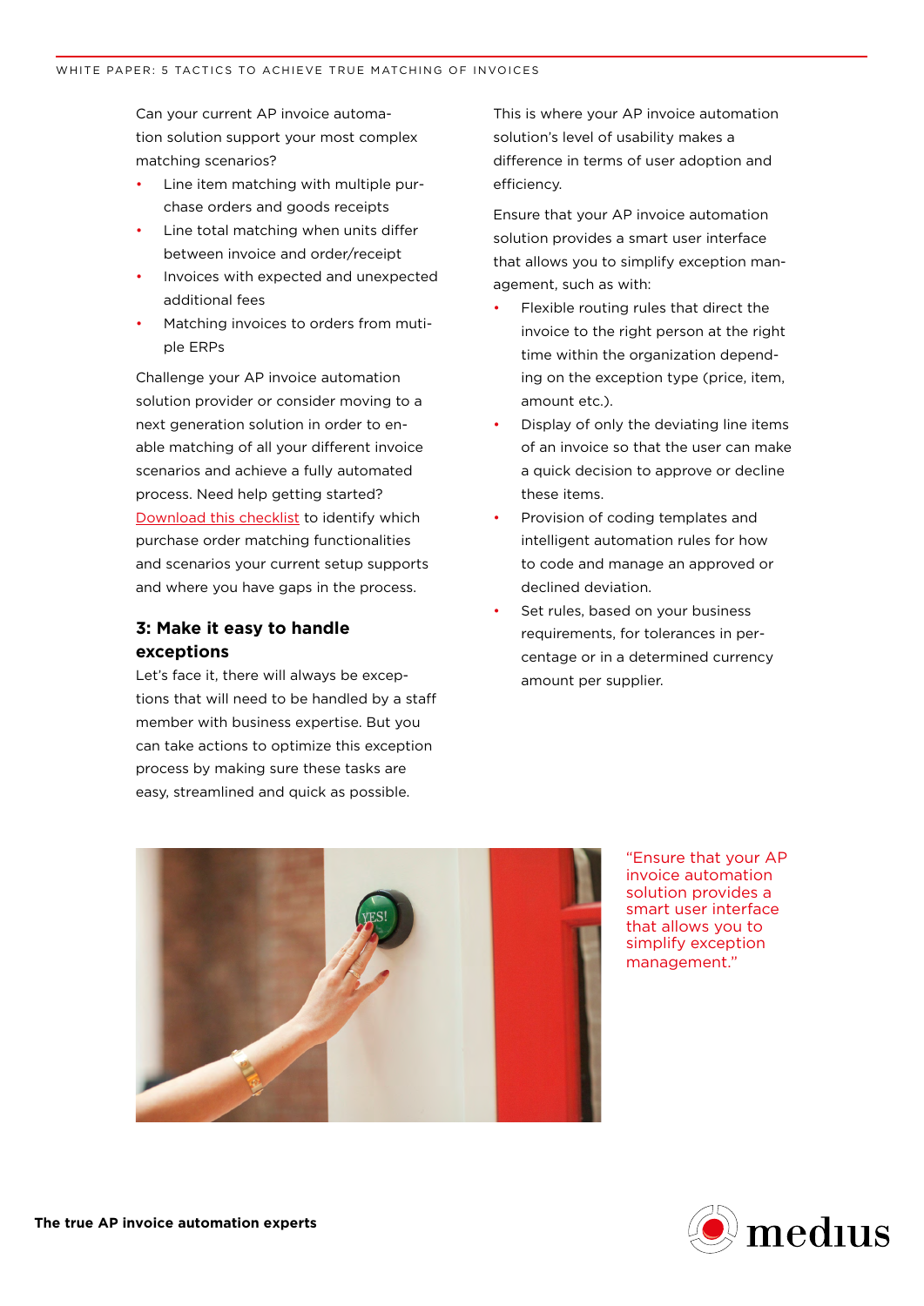Can your current AP invoice automation solution support your most complex matching scenarios?

- Line item matching with multiple purchase orders and goods receipts
- Line total matching when units differ between invoice and order/receipt
- Invoices with expected and unexpected additional fees
- Matching invoices to orders from mutiple ERPs

Challenge your AP invoice automation solution provider or consider moving to a next generation solution in order to enable matching of all your different invoice scenarios and achieve a fully automated process. Need help getting started? Download this checklist to identify which purchase order matching functionalities and scenarios your current setup supports and where you have gaps in the process.

### 3: Make it easy to handle exceptions

Let's face it, there will always be exceptions that will need to be handled by a staff member with business expertise. But you can take actions to optimize this exception process by making sure these tasks are easy, streamlined and quick as possible.

This is where your AP invoice automation solution's level of usability makes a difference in terms of user adoption and efficiency.

Ensure that your AP invoice automation solution provides a smart user interface that allows you to simplify exception management, such as with:

- Flexible routing rules that direct the invoice to the right person at the right time within the organization depending on the exception type (price, item, amount etc.).
- Display of only the deviating line items of an invoice so that the user can make a quick decision to approve or decline these items.
- Provision of coding templates and intelligent automation rules for how to code and manage an approved or declined deviation.
- Set rules, based on your business requirements, for tolerances in percentage or in a determined currency amount per supplier.

"Ensure that your AP invoice automation solution provides a smart user interface that allows you to simplify exception management."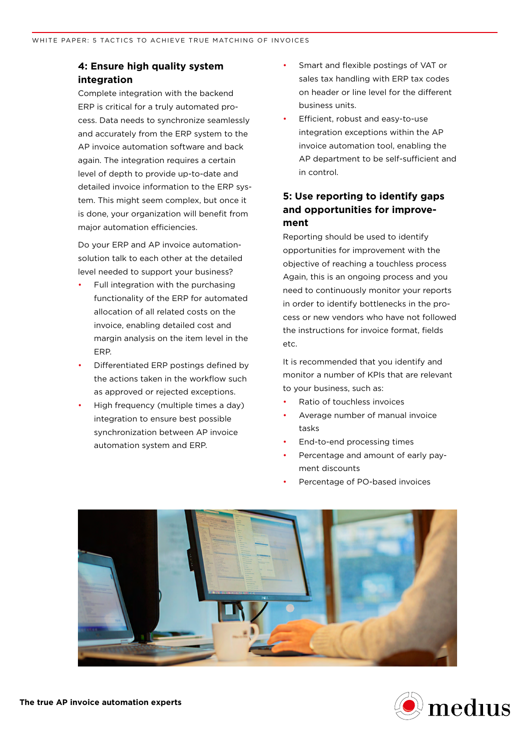## 4: Ensure high quality system integration

Complete integration with the backend ERP is critical for a truly automated process. Data needs to synchronize seamlessly and accurately from the ERP system to the AP invoice automation software and back again. The integration requires a certain level of depth to provide up-to-date and detailed invoice information to the ERP system. This might seem complex, but once it is done, your organization will benefit from major automation efficiencies.

Do your ERP and AP invoice automation-solution talk to each other at the detailed level needed to support your business?

- Full integration with the purchasing functionality of the ERP for automated allocation of all related costs on the invoice, enabling detailed cost and margin analysis on the item level in the ERP.
- Differentiated ERP postings defined by the actions taken in the workflow such as approved or rejected exceptions.
- High frequency (multiple times a day) integration to ensure best possible synchronization between AP invoice automation system and ERP.
- Smart and flexible postings of VAT or sales tax handling with ERP tax codes on header or line level for the different business units.
- Efficient, robust and easy-to-use integration exceptions within the AP invoice automation tool, enabling the AP department to be self-sufficient and in control.

## 5: Use reporting to identify gaps and opportunities for improvement

Reporting should be used to identify opportunities for improvement with the objective of reaching a touchless process Again, this is an ongoing process and you need to continuously monitor your reports in order to identify bottlenecks in the process or new vendors who have not followed the instructions for invoice format, fields etc.

It is recommended that you identify and monitor a number of KPIs that are relevant to your business, such as:

- Ratio of touchless invoices
- Average number of manual invoice tasks
- End-to-end processing times
- Percentage and amount of early payment discounts
- Percentage of PO-based invoices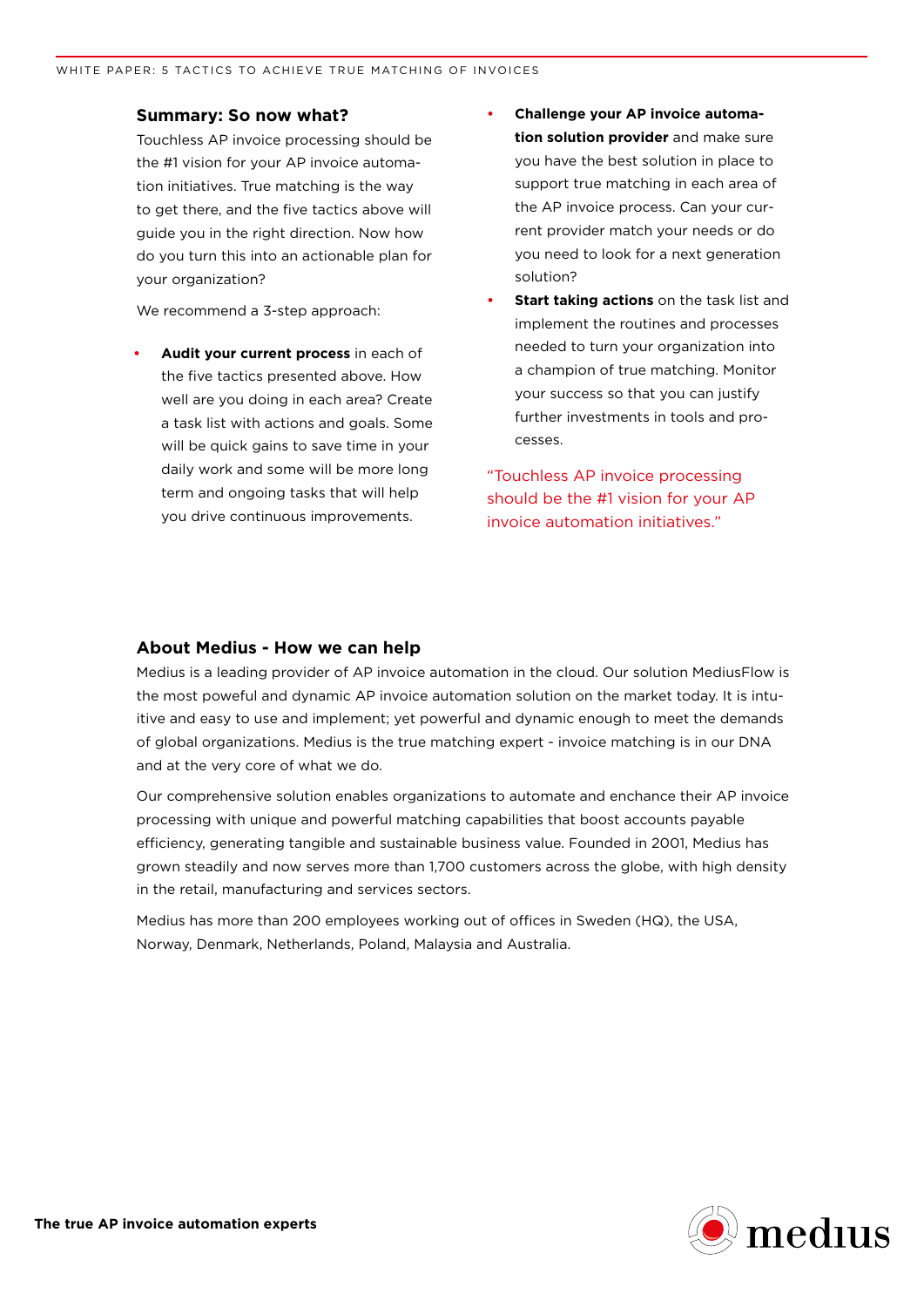## Summary: So now what?

Touchless AP invoice processing should be the #1 vision for your AP invoice automation initiatives. True matching is the way to get there, and the five tactics above will guide you in the right direction. Now how do you turn this into an actionable plan for your organization?

We recommend a 3-step approach:

- **Audit your current process** in each of the five tactics presented above. How well are you doing in each area? Create a task list with actions and goals. Some will be quick gains to save time in your daily work and some will be more long term and ongoing tasks that will help you drive continuous improvements.
- **Challenge your AP invoice automation solution provider** and make sure you have the best solution in place to support true matching in each area of the AP invoice process. Can your current provider match your needs or do you need to look for a next generation solution?
- **Start taking actions** on the task list and implement the routines and processes needed to turn your organization into a champion of true matching. Monitor your success so that you can justify further investments in tools and processes.

"Touchless AP invoice processing should be the #1 vision for your AP invoice automation initiatives."

## About Medius - How we can help

Medius is a leading provider of AP invoice automation in the cloud. Our solution MediusFlow is the most poweful and dynamic AP invoice automation solution on the market today. It is intuitive and easy to use and implement; yet powerful and dynamic enough to meet the demands of global organizations. Medius is the true matching expert - invoice matching is in our DNA and at the very core of what we do.

Our comprehensive solution enables organizations to automate and enchance their AP invoice processing with unique and powerful matching capabilities that boost accounts payable efficiency, generating tangible and sustainable business value. Founded in 2001, Medius has grown steadily and now serves more than 1,700 customers across the globe, with high density in the retail, manufacturing and services sectors.

Medius has more than 200 employees working out of offices in Sweden (HQ), the USA, Norway, Denmark, Netherlands, Poland, Malaysia and Australia.

**The true AP invoice automation experts**

medius